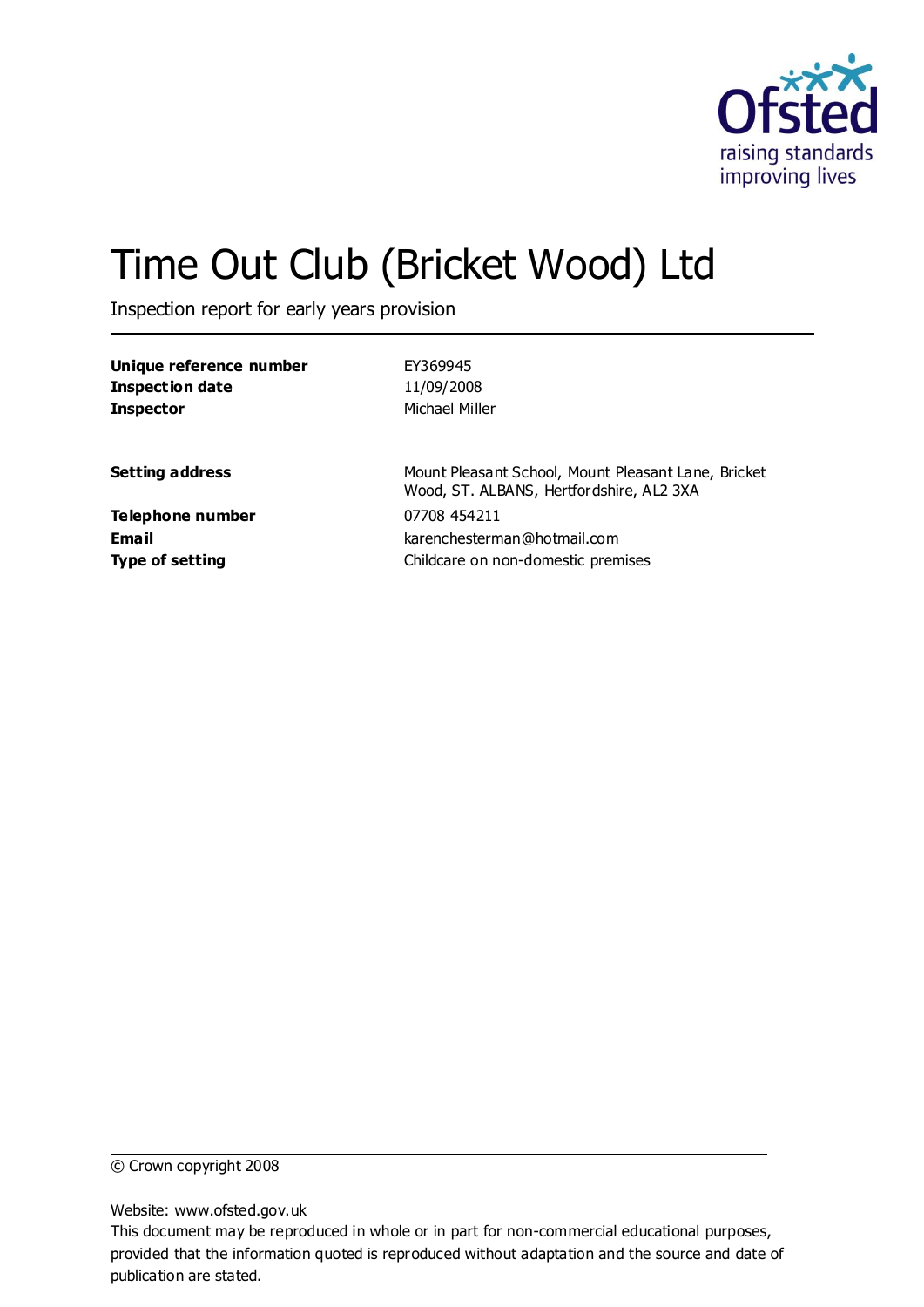# Time Out Club (Bricket Wood) Ltd

Inspection report for early years provision

| | |
|---|---|
| **Unique reference number** | EY369945 |
| **Inspection date** | 11/09/2008 |
| **Inspector** | Michael Miller |

| | |
|---|---|
| **Setting address** | Mount Pleasant School, Mount Pleasant Lane, Bricket Wood, ST. ALBANS, Hertfordshire, AL2 3XA |
| **Telephone number** | 07708 454211 |
| **Email** | karenchesterman@hotmail.com |
| **Type of setting** | Childcare on non-domestic premises |

© Crown copyright 2008

Website: www.ofsted.gov.uk

This document may be reproduced in whole or in part for non-commercial educational purposes, provided that the information quoted is reproduced without adaptation and the source and date of publication are stated.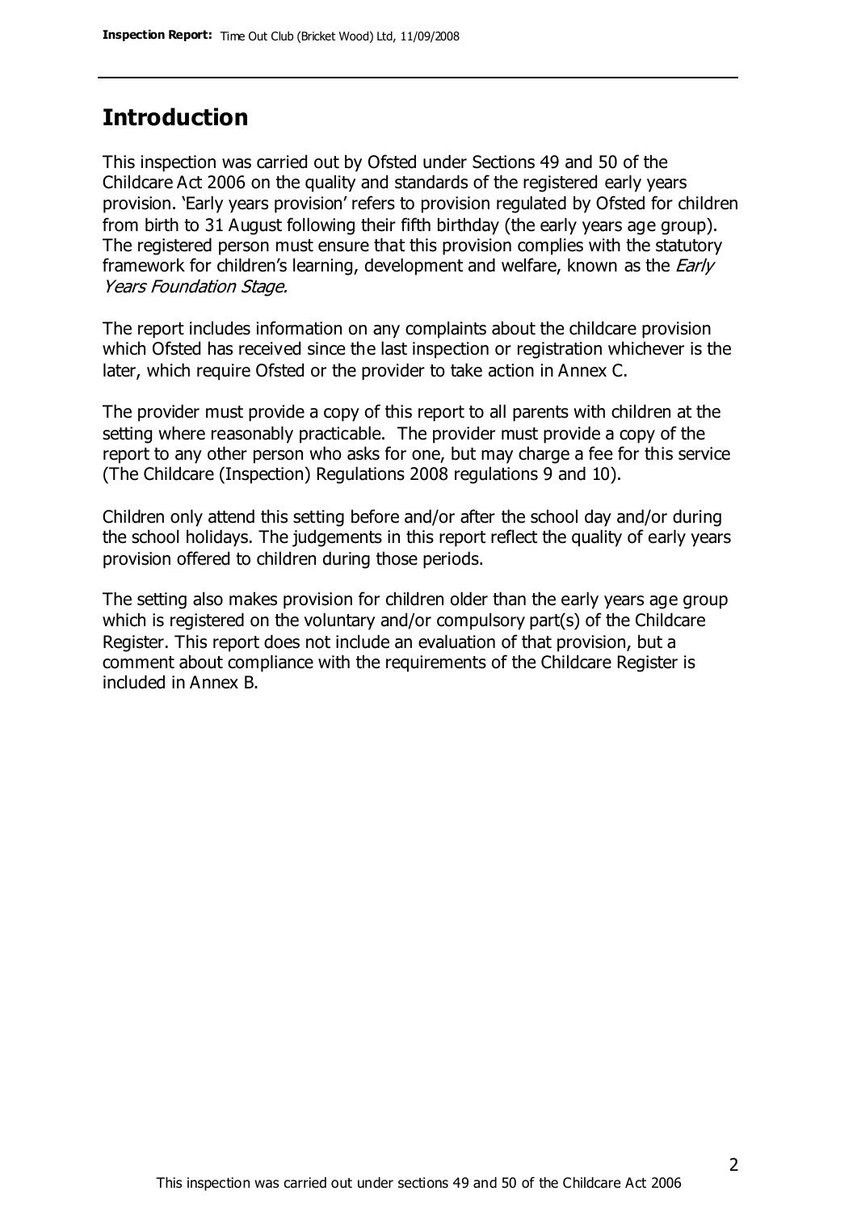## Introduction

This inspection was carried out by Ofsted under Sections 49 and 50 of the Childcare Act 2006 on the quality and standards of the registered early years provision. 'Early years provision' refers to provision regulated by Ofsted for children from birth to 31 August following their fifth birthday (the early years age group). The registered person must ensure that this provision complies with the statutory framework for children's learning, development and welfare, known as the *Early Years Foundation Stage.*

The report includes information on any complaints about the childcare provision which Ofsted has received since the last inspection or registration whichever is the later, which require Ofsted or the provider to take action in Annex C.

The provider must provide a copy of this report to all parents with children at the setting where reasonably practicable. The provider must provide a copy of the report to any other person who asks for one, but may charge a fee for this service (The Childcare (Inspection) Regulations 2008 regulations 9 and 10).

Children only attend this setting before and/or after the school day and/or during the school holidays. The judgements in this report reflect the quality of early years provision offered to children during those periods.

The setting also makes provision for children older than the early years age group which is registered on the voluntary and/or compulsory part(s) of the Childcare Register. This report does not include an evaluation of that provision, but a comment about compliance with the requirements of the Childcare Register is included in Annex B.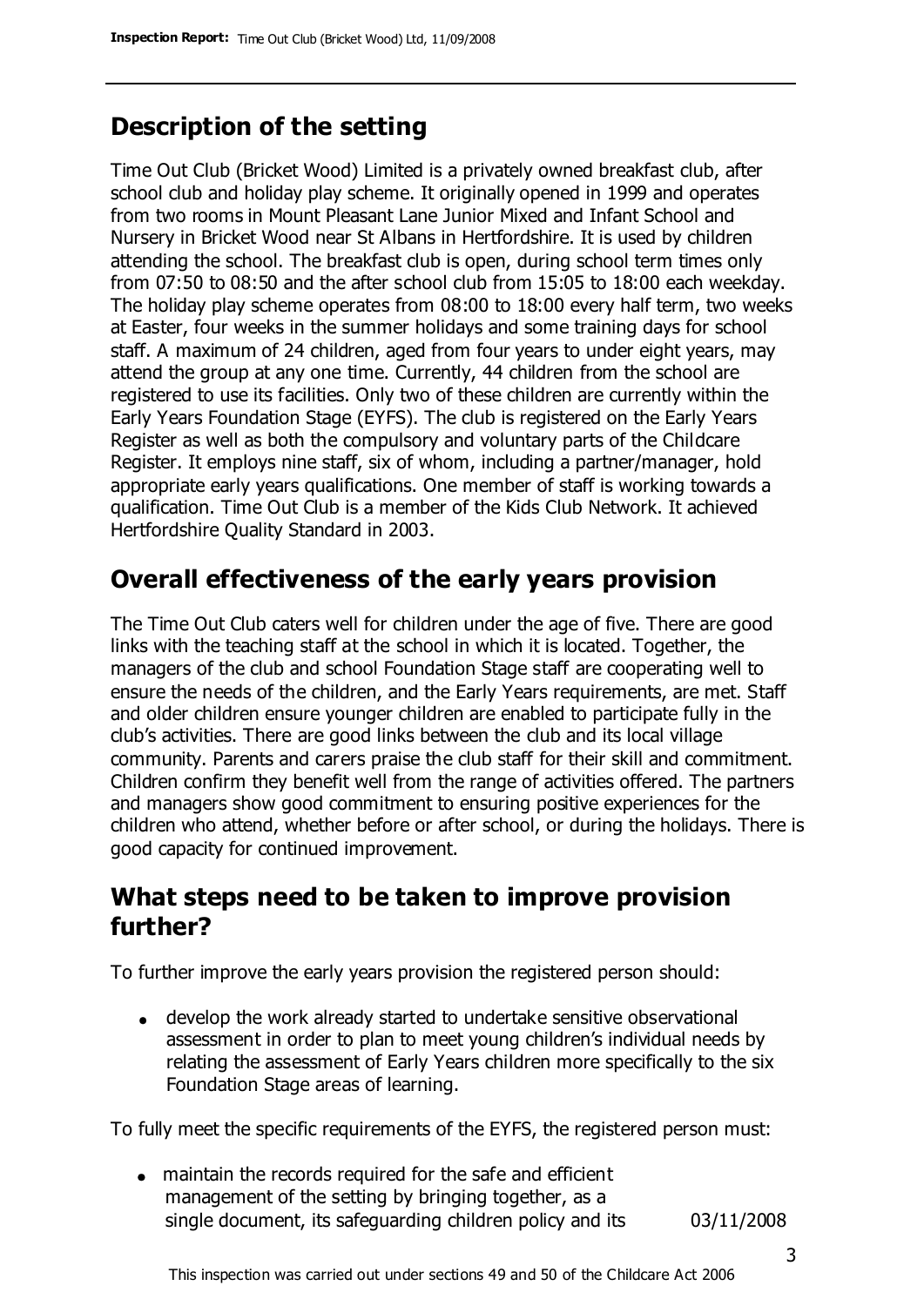## Description of the setting

Time Out Club (Bricket Wood) Limited is a privately owned breakfast club, after school club and holiday play scheme. It originally opened in 1999 and operates from two rooms in Mount Pleasant Lane Junior Mixed and Infant School and Nursery in Bricket Wood near St Albans in Hertfordshire. It is used by children attending the school. The breakfast club is open, during school term times only from 07:50 to 08:50 and the after school club from 15:05 to 18:00 each weekday. The holiday play scheme operates from 08:00 to 18:00 every half term, two weeks at Easter, four weeks in the summer holidays and some training days for school staff. A maximum of 24 children, aged from four years to under eight years, may attend the group at any one time. Currently, 44 children from the school are registered to use its facilities. Only two of these children are currently within the Early Years Foundation Stage (EYFS). The club is registered on the Early Years Register as well as both the compulsory and voluntary parts of the Childcare Register. It employs nine staff, six of whom, including a partner/manager, hold appropriate early years qualifications. One member of staff is working towards a qualification. Time Out Club is a member of the Kids Club Network. It achieved Hertfordshire Quality Standard in 2003.

## Overall effectiveness of the early years provision

The Time Out Club caters well for children under the age of five. There are good links with the teaching staff at the school in which it is located. Together, the managers of the club and school Foundation Stage staff are cooperating well to ensure the needs of the children, and the Early Years requirements, are met. Staff and older children ensure younger children are enabled to participate fully in the club's activities. There are good links between the club and its local village community. Parents and carers praise the club staff for their skill and commitment. Children confirm they benefit well from the range of activities offered. The partners and managers show good commitment to ensuring positive experiences for the children who attend, whether before or after school, or during the holidays. There is good capacity for continued improvement.

## What steps need to be taken to improve provision further?

To further improve the early years provision the registered person should:

- develop the work already started to undertake sensitive observational assessment in order to plan to meet young children's individual needs by relating the assessment of Early Years children more specifically to the six Foundation Stage areas of learning.

To fully meet the specific requirements of the EYFS, the registered person must:

- maintain the records required for the safe and efficient management of the setting by bringing together, as a single document, its safeguarding children policy and its 03/11/2008

This inspection was carried out under sections 49 and 50 of the Childcare Act 2006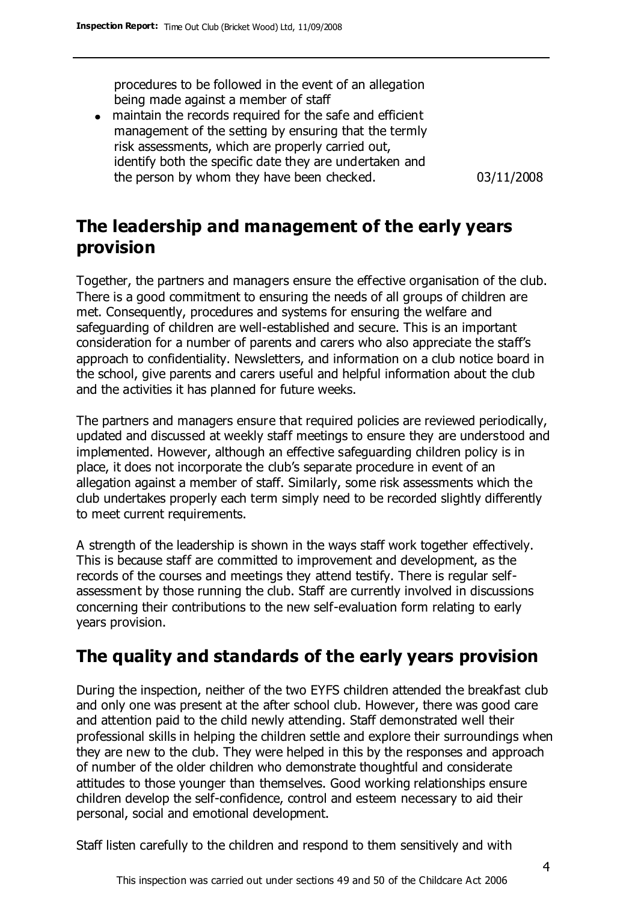procedures to be followed in the event of an allegation being made against a member of staff

- maintain the records required for the safe and efficient management of the setting by ensuring that the termly risk assessments, which are properly carried out, identify both the specific date they are undertaken and the person by whom they have been checked. 03/11/2008

## The leadership and management of the early years provision

Together, the partners and managers ensure the effective organisation of the club. There is a good commitment to ensuring the needs of all groups of children are met. Consequently, procedures and systems for ensuring the welfare and safeguarding of children are well-established and secure. This is an important consideration for a number of parents and carers who also appreciate the staff's approach to confidentiality. Newsletters, and information on a club notice board in the school, give parents and carers useful and helpful information about the club and the activities it has planned for future weeks.

The partners and managers ensure that required policies are reviewed periodically, updated and discussed at weekly staff meetings to ensure they are understood and implemented. However, although an effective safeguarding children policy is in place, it does not incorporate the club's separate procedure in event of an allegation against a member of staff. Similarly, some risk assessments which the club undertakes properly each term simply need to be recorded slightly differently to meet current requirements.

A strength of the leadership is shown in the ways staff work together effectively. This is because staff are committed to improvement and development, as the records of the courses and meetings they attend testify. There is regular self-assessment by those running the club. Staff are currently involved in discussions concerning their contributions to the new self-evaluation form relating to early years provision.

## The quality and standards of the early years provision

During the inspection, neither of the two EYFS children attended the breakfast club and only one was present at the after school club. However, there was good care and attention paid to the child newly attending. Staff demonstrated well their professional skills in helping the children settle and explore their surroundings when they are new to the club. They were helped in this by the responses and approach of number of the older children who demonstrate thoughtful and considerate attitudes to those younger than themselves. Good working relationships ensure children develop the self-confidence, control and esteem necessary to aid their personal, social and emotional development.

Staff listen carefully to the children and respond to them sensitively and with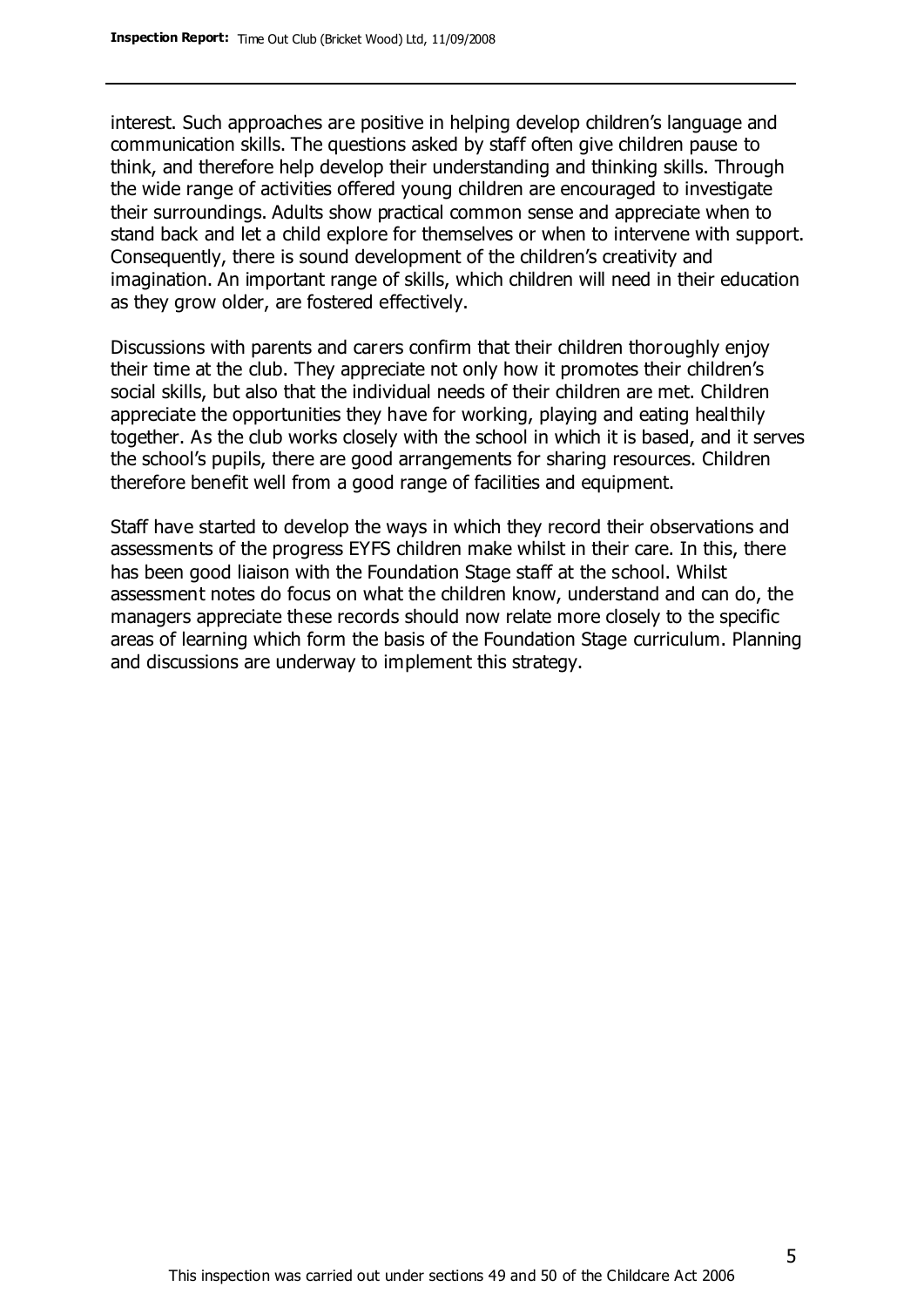interest. Such approaches are positive in helping develop children's language and communication skills. The questions asked by staff often give children pause to think, and therefore help develop their understanding and thinking skills. Through the wide range of activities offered young children are encouraged to investigate their surroundings. Adults show practical common sense and appreciate when to stand back and let a child explore for themselves or when to intervene with support. Consequently, there is sound development of the children's creativity and imagination. An important range of skills, which children will need in their education as they grow older, are fostered effectively.

Discussions with parents and carers confirm that their children thoroughly enjoy their time at the club. They appreciate not only how it promotes their children's social skills, but also that the individual needs of their children are met. Children appreciate the opportunities they have for working, playing and eating healthily together. As the club works closely with the school in which it is based, and it serves the school's pupils, there are good arrangements for sharing resources. Children therefore benefit well from a good range of facilities and equipment.

Staff have started to develop the ways in which they record their observations and assessments of the progress EYFS children make whilst in their care. In this, there has been good liaison with the Foundation Stage staff at the school. Whilst assessment notes do focus on what the children know, understand and can do, the managers appreciate these records should now relate more closely to the specific areas of learning which form the basis of the Foundation Stage curriculum. Planning and discussions are underway to implement this strategy.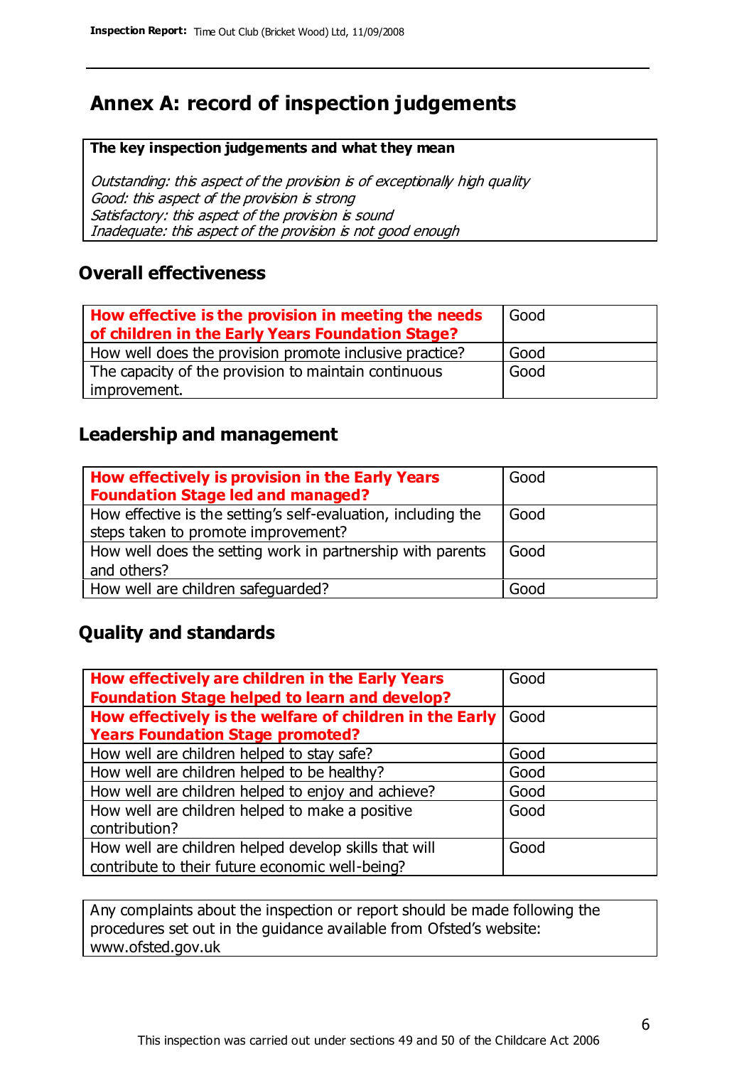# Annex A: record of inspection judgements

| **The key inspection judgements and what they mean** |
|---|
| *Outstanding: this aspect of the provision is of exceptionally high quality*<br>*Good: this aspect of the provision is strong*<br>*Satisfactory: this aspect of the provision is sound*<br>*Inadequate: this aspect of the provision is not good enough* |

## Overall effectiveness

| | |
|---|---|
| **How effective is the provision in meeting the needs of children in the Early Years Foundation Stage?** | Good |
| How well does the provision promote inclusive practice? | Good |
| The capacity of the provision to maintain continuous improvement. | Good |

## Leadership and management

| | |
|---|---|
| **How effectively is provision in the Early Years Foundation Stage led and managed?** | Good |
| How effective is the setting's self-evaluation, including the steps taken to promote improvement? | Good |
| How well does the setting work in partnership with parents and others? | Good |
| How well are children safeguarded? | Good |

## Quality and standards

| | |
|---|---|
| **How effectively are children in the Early Years Foundation Stage helped to learn and develop?** | Good |
| **How effectively is the welfare of children in the Early Years Foundation Stage promoted?** | Good |
| How well are children helped to stay safe? | Good |
| How well are children helped to be healthy? | Good |
| How well are children helped to enjoy and achieve? | Good |
| How well are children helped to make a positive contribution? | Good |
| How well are children helped develop skills that will contribute to their future economic well-being? | Good |

| Any complaints about the inspection or report should be made following the procedures set out in the guidance available from Ofsted's website: www.ofsted.gov.uk |
|---|

This inspection was carried out under sections 49 and 50 of the Childcare Act 2006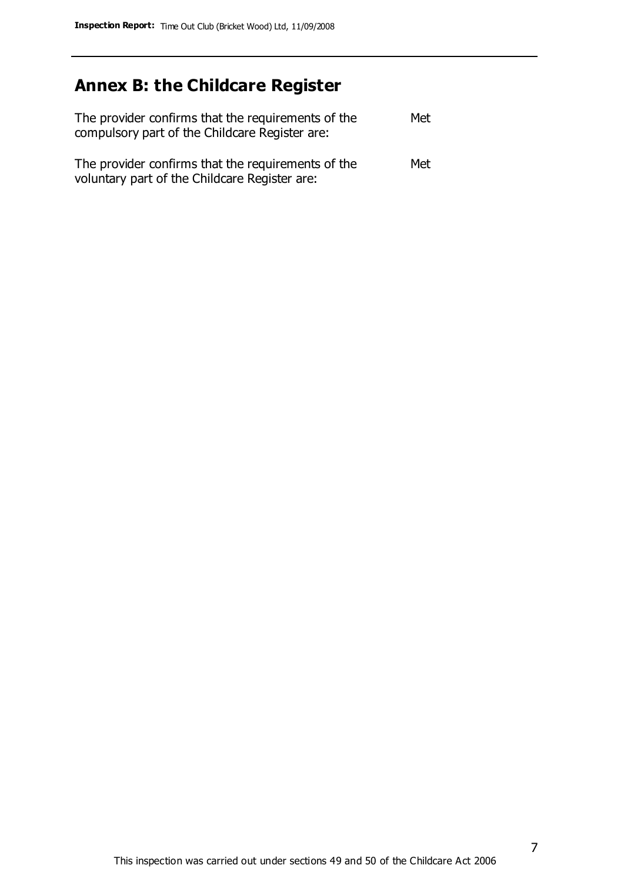## Annex B: the Childcare Register

| | |
|---|---|
| The provider confirms that the requirements of the compulsory part of the Childcare Register are: | Met |
| The provider confirms that the requirements of the voluntary part of the Childcare Register are: | Met |

This inspection was carried out under sections 49 and 50 of the Childcare Act 2006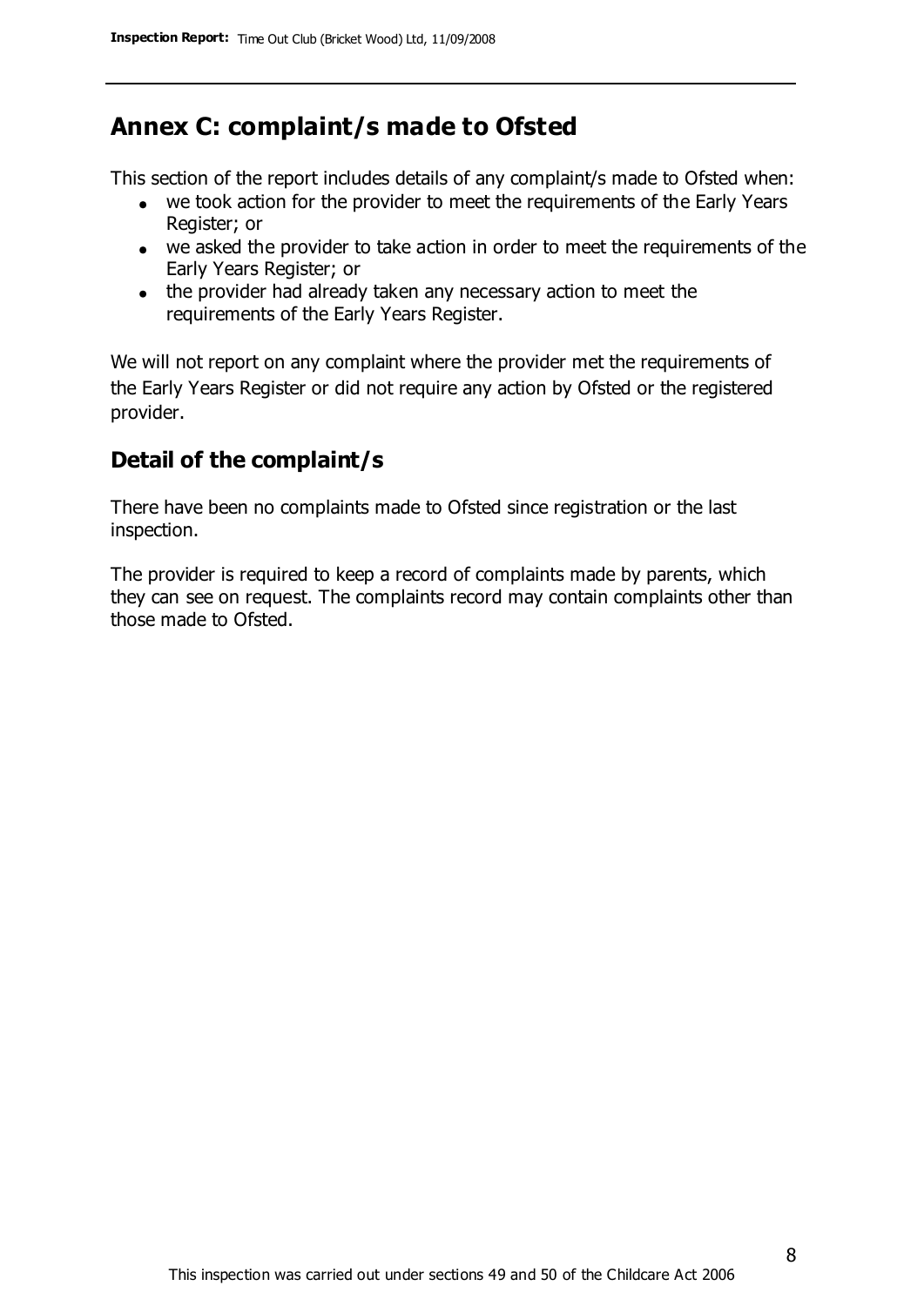## Annex C: complaint/s made to Ofsted

This section of the report includes details of any complaint/s made to Ofsted when:

- we took action for the provider to meet the requirements of the Early Years Register; or
- we asked the provider to take action in order to meet the requirements of the Early Years Register; or
- the provider had already taken any necessary action to meet the requirements of the Early Years Register.

We will not report on any complaint where the provider met the requirements of the Early Years Register or did not require any action by Ofsted or the registered provider.

### Detail of the complaint/s

There have been no complaints made to Ofsted since registration or the last inspection.

The provider is required to keep a record of complaints made by parents, which they can see on request. The complaints record may contain complaints other than those made to Ofsted.

This inspection was carried out under sections 49 and 50 of the Childcare Act 2006